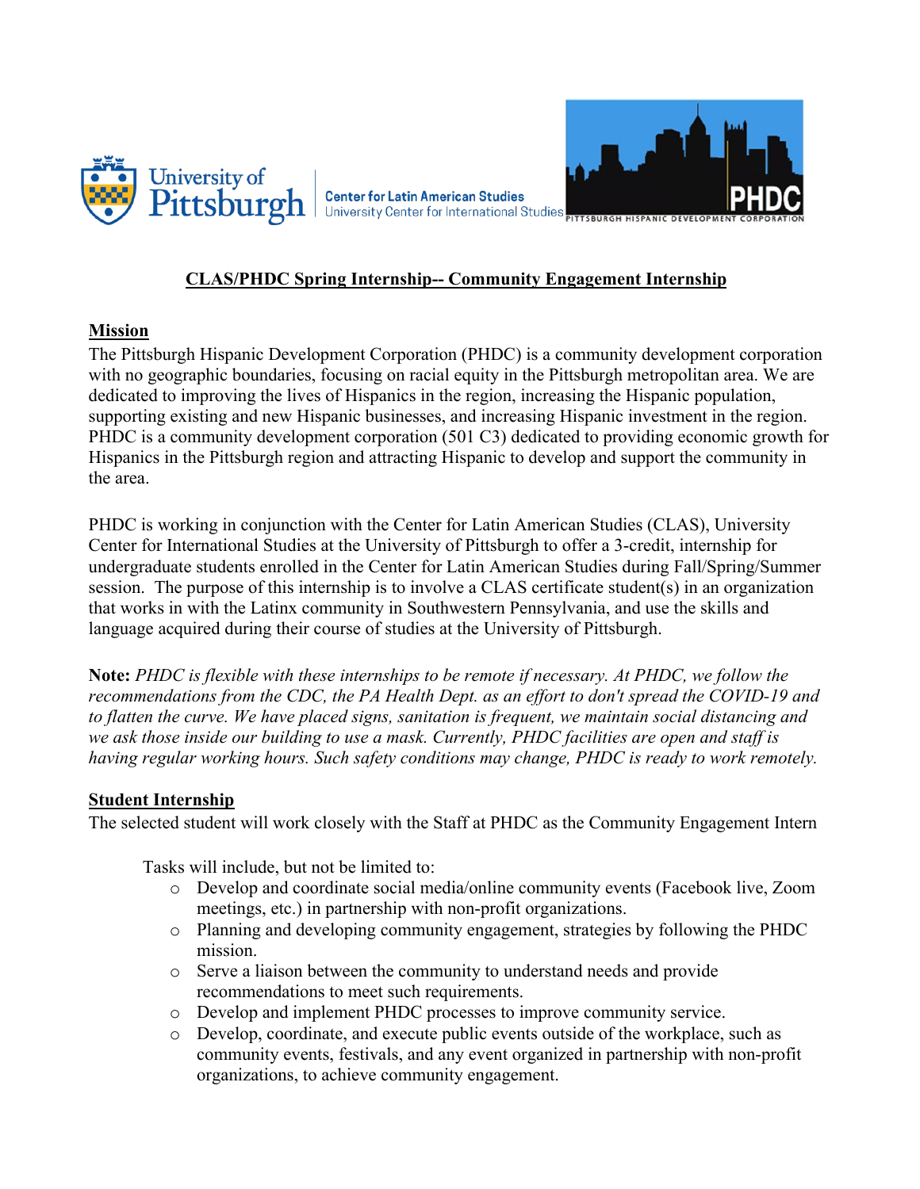University of Pittsburgh | Center for Latin American Studies
University Center for International Studies

PHDC
PITTSBURGH HISPANIC DEVELOPMENT CORPORATION

## CLAS/PHDC Spring Internship-- Community Engagement Internship

### Mission

The Pittsburgh Hispanic Development Corporation (PHDC) is a community development corporation with no geographic boundaries, focusing on racial equity in the Pittsburgh metropolitan area. We are dedicated to improving the lives of Hispanics in the region, increasing the Hispanic population, supporting existing and new Hispanic businesses, and increasing Hispanic investment in the region. PHDC is a community development corporation (501 C3) dedicated to providing economic growth for Hispanics in the Pittsburgh region and attracting Hispanic to develop and support the community in the area.

PHDC is working in conjunction with the Center for Latin American Studies (CLAS), University Center for International Studies at the University of Pittsburgh to offer a 3-credit, internship for undergraduate students enrolled in the Center for Latin American Studies during Fall/Spring/Summer session. The purpose of this internship is to involve a CLAS certificate student(s) in an organization that works in with the Latinx community in Southwestern Pennsylvania, and use the skills and language acquired during their course of studies at the University of Pittsburgh.

**Note:** *PHDC is flexible with these internships to be remote if necessary. At PHDC, we follow the recommendations from the CDC, the PA Health Dept. as an effort to don't spread the COVID-19 and to flatten the curve. We have placed signs, sanitation is frequent, we maintain social distancing and we ask those inside our building to use a mask. Currently, PHDC facilities are open and staff is having regular working hours. Such safety conditions may change, PHDC is ready to work remotely.*

### Student Internship

The selected student will work closely with the Staff at PHDC as the Community Engagement Intern

Tasks will include, but not be limited to:

- Develop and coordinate social media/online community events (Facebook live, Zoom meetings, etc.) in partnership with non-profit organizations.
- Planning and developing community engagement, strategies by following the PHDC mission.
- Serve a liaison between the community to understand needs and provide recommendations to meet such requirements.
- Develop and implement PHDC processes to improve community service.
- Develop, coordinate, and execute public events outside of the workplace, such as community events, festivals, and any event organized in partnership with non-profit organizations, to achieve community engagement.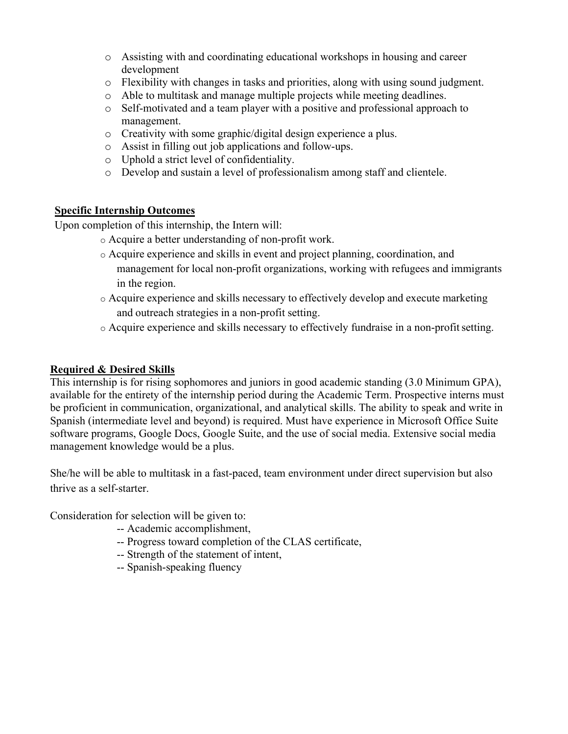- Assisting with and coordinating educational workshops in housing and career development
- Flexibility with changes in tasks and priorities, along with using sound judgment.
- Able to multitask and manage multiple projects while meeting deadlines.
- Self-motivated and a team player with a positive and professional approach to management.
- Creativity with some graphic/digital design experience a plus.
- Assist in filling out job applications and follow-ups.
- Uphold a strict level of confidentiality.
- Develop and sustain a level of professionalism among staff and clientele.

**Specific Internship Outcomes**

Upon completion of this internship, the Intern will:

- Acquire a better understanding of non-profit work.
- Acquire experience and skills in event and project planning, coordination, and management for local non-profit organizations, working with refugees and immigrants in the region.
- Acquire experience and skills necessary to effectively develop and execute marketing and outreach strategies in a non-profit setting.
- Acquire experience and skills necessary to effectively fundraise in a non-profit setting.

**Required & Desired Skills**

This internship is for rising sophomores and juniors in good academic standing (3.0 Minimum GPA), available for the entirety of the internship period during the Academic Term. Prospective interns must be proficient in communication, organizational, and analytical skills. The ability to speak and write in Spanish (intermediate level and beyond) is required. Must have experience in Microsoft Office Suite software programs, Google Docs, Google Suite, and the use of social media. Extensive social media management knowledge would be a plus.

She/he will be able to multitask in a fast-paced, team environment under direct supervision but also thrive as a self-starter.

Consideration for selection will be given to:

-- Academic accomplishment,
-- Progress toward completion of the CLAS certificate,
-- Strength of the statement of intent,
-- Spanish-speaking fluency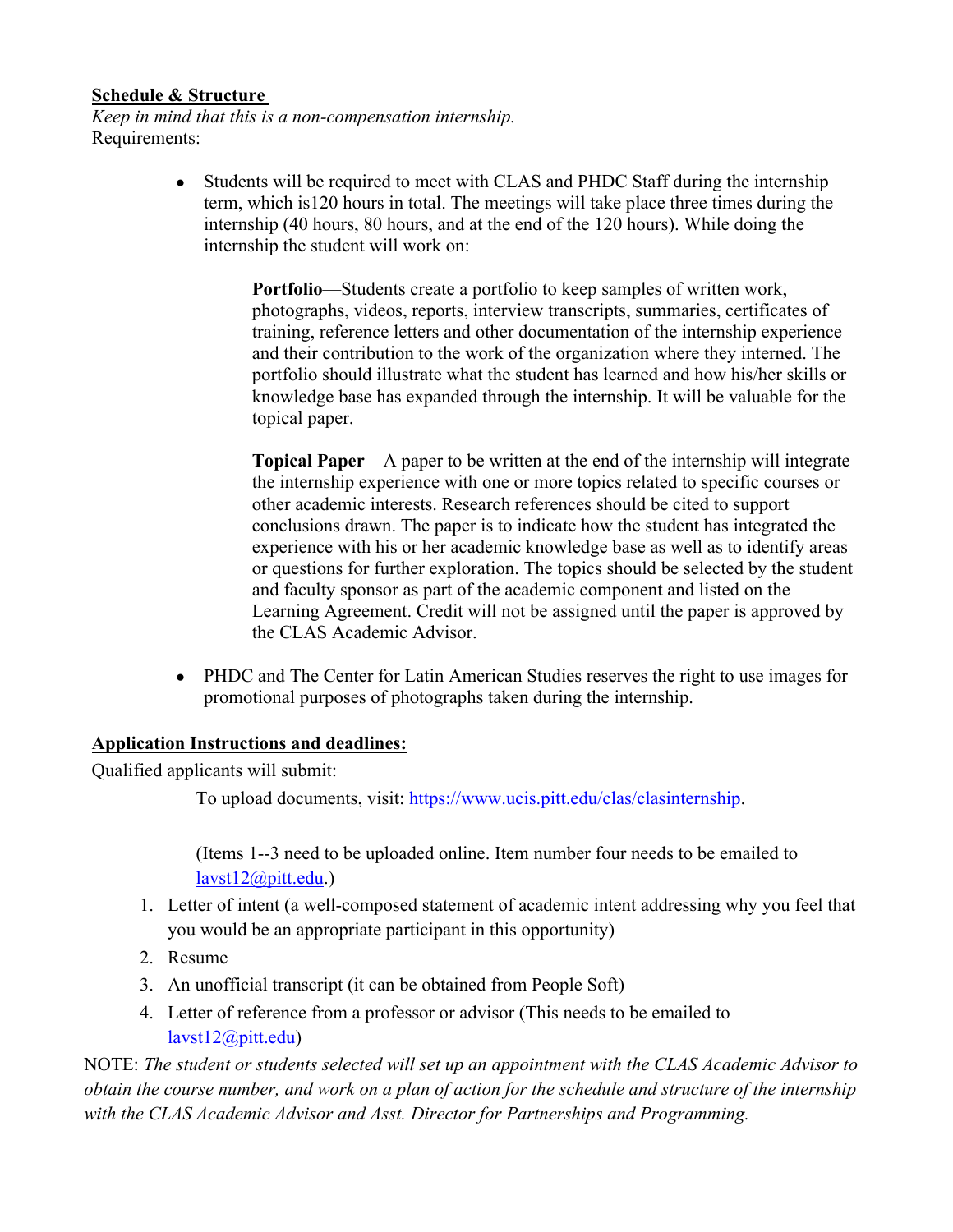**Schedule & Structure**

*Keep in mind that this is a non-compensation internship.*

Requirements:

- Students will be required to meet with CLAS and PHDC Staff during the internship term, which is120 hours in total. The meetings will take place three times during the internship (40 hours, 80 hours, and at the end of the 120 hours). While doing the internship the student will work on:

  **Portfolio**—Students create a portfolio to keep samples of written work, photographs, videos, reports, interview transcripts, summaries, certificates of training, reference letters and other documentation of the internship experience and their contribution to the work of the organization where they interned. The portfolio should illustrate what the student has learned and how his/her skills or knowledge base has expanded through the internship. It will be valuable for the topical paper.

  **Topical Paper**—A paper to be written at the end of the internship will integrate the internship experience with one or more topics related to specific courses or other academic interests. Research references should be cited to support conclusions drawn. The paper is to indicate how the student has integrated the experience with his or her academic knowledge base as well as to identify areas or questions for further exploration. The topics should be selected by the student and faculty sponsor as part of the academic component and listed on the Learning Agreement. Credit will not be assigned until the paper is approved by the CLAS Academic Advisor.

- PHDC and The Center for Latin American Studies reserves the right to use images for promotional purposes of photographs taken during the internship.

**Application Instructions and deadlines:**

Qualified applicants will submit:

To upload documents, visit: [https://www.ucis.pitt.edu/clas/clasinternship](https://www.ucis.pitt.edu/clas/clasinternship).

(Items 1--3 need to be uploaded online. Item number four needs to be emailed to [lavst12@pitt.edu](mailto:lavst12@pitt.edu).)

1. Letter of intent (a well-composed statement of academic intent addressing why you feel that you would be an appropriate participant in this opportunity)
2. Resume
3. An unofficial transcript (it can be obtained from People Soft)
4. Letter of reference from a professor or advisor (This needs to be emailed to [lavst12@pitt.edu](mailto:lavst12@pitt.edu))

NOTE: *The student or students selected will set up an appointment with the CLAS Academic Advisor to obtain the course number, and work on a plan of action for the schedule and structure of the internship with the CLAS Academic Advisor and Asst. Director for Partnerships and Programming.*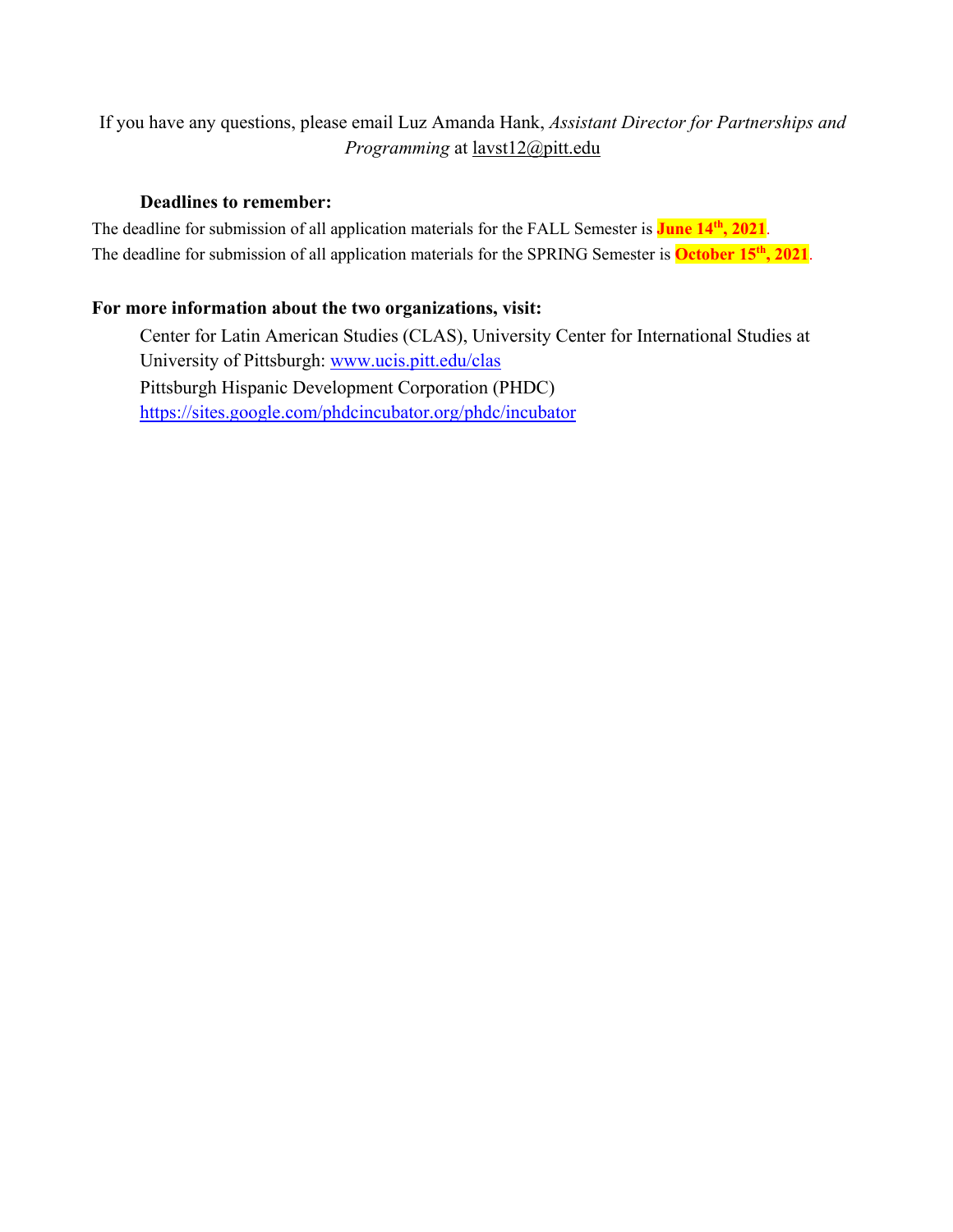If you have any questions, please email Luz Amanda Hank, *Assistant Director for Partnerships and Programming* at lavst12@pitt.edu

**Deadlines to remember:**

The deadline for submission of all application materials for the FALL Semester is **June 14th, 2021**.
The deadline for submission of all application materials for the SPRING Semester is **October 15th, 2021**.

**For more information about the two organizations, visit:**

Center for Latin American Studies (CLAS), University Center for International Studies at University of Pittsburgh: www.ucis.pitt.edu/clas

Pittsburgh Hispanic Development Corporation (PHDC) https://sites.google.com/phdcincubator.org/phdc/incubator